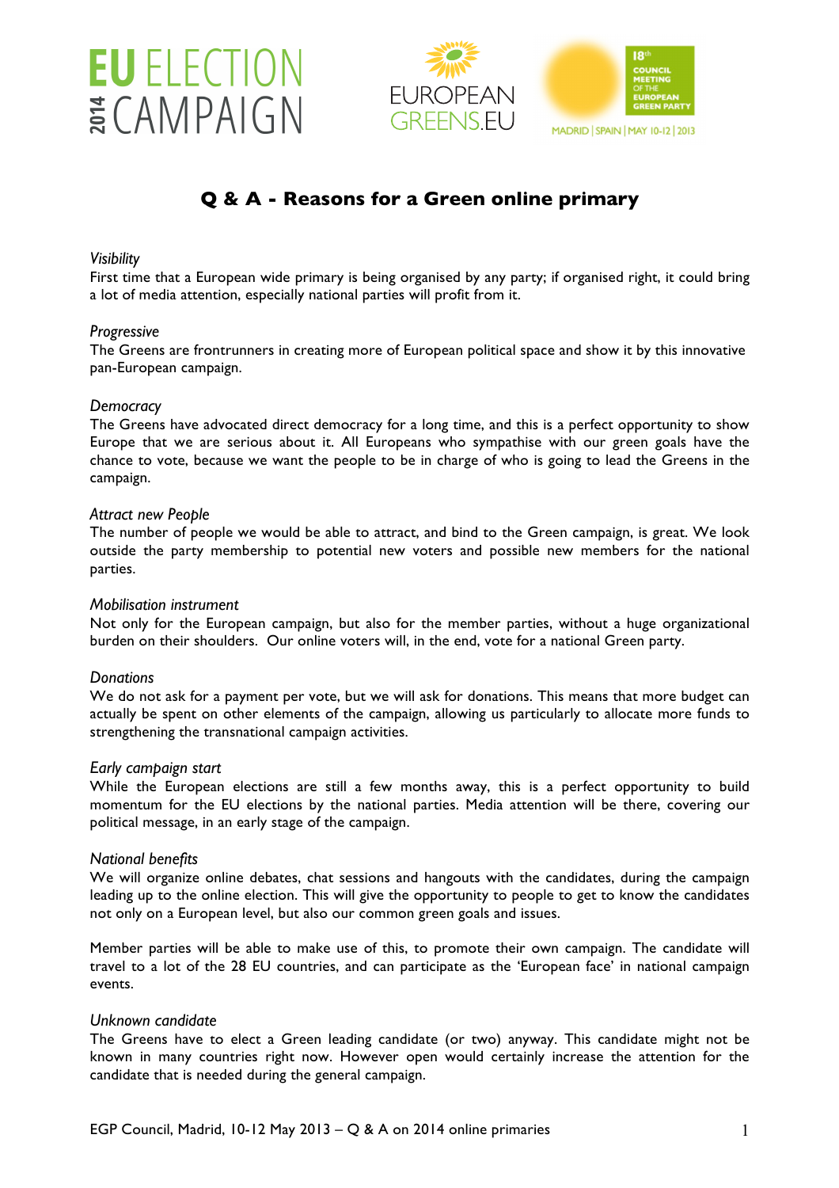# Q & A - Reasons for a Green online primary

*Visibility*

First time that a European wide primary is being organised by any party; if organised right, it could bring a lot of media attention, especially national parties will profit from it.

*Progressive*

The Greens are frontrunners in creating more of European political space and show it by this innovative pan-European campaign.

*Democracy*

The Greens have advocated direct democracy for a long time, and this is a perfect opportunity to show Europe that we are serious about it. All Europeans who sympathise with our green goals have the chance to vote, because we want the people to be in charge of who is going to lead the Greens in the campaign.

*Attract new People*

The number of people we would be able to attract, and bind to the Green campaign, is great. We look outside the party membership to potential new voters and possible new members for the national parties.

*Mobilisation instrument*

Not only for the European campaign, but also for the member parties, without a huge organizational burden on their shoulders. Our online voters will, in the end, vote for a national Green party.

*Donations*

We do not ask for a payment per vote, but we will ask for donations. This means that more budget can actually be spent on other elements of the campaign, allowing us particularly to allocate more funds to strengthening the transnational campaign activities.

*Early campaign start*

While the European elections are still a few months away, this is a perfect opportunity to build momentum for the EU elections by the national parties. Media attention will be there, covering our political message, in an early stage of the campaign.

*National benefits*

We will organize online debates, chat sessions and hangouts with the candidates, during the campaign leading up to the online election. This will give the opportunity to people to get to know the candidates not only on a European level, but also our common green goals and issues.

Member parties will be able to make use of this, to promote their own campaign. The candidate will travel to a lot of the 28 EU countries, and can participate as the 'European face' in national campaign events.

*Unknown candidate*

The Greens have to elect a Green leading candidate (or two) anyway. This candidate might not be known in many countries right now. However open would certainly increase the attention for the candidate that is needed during the general campaign.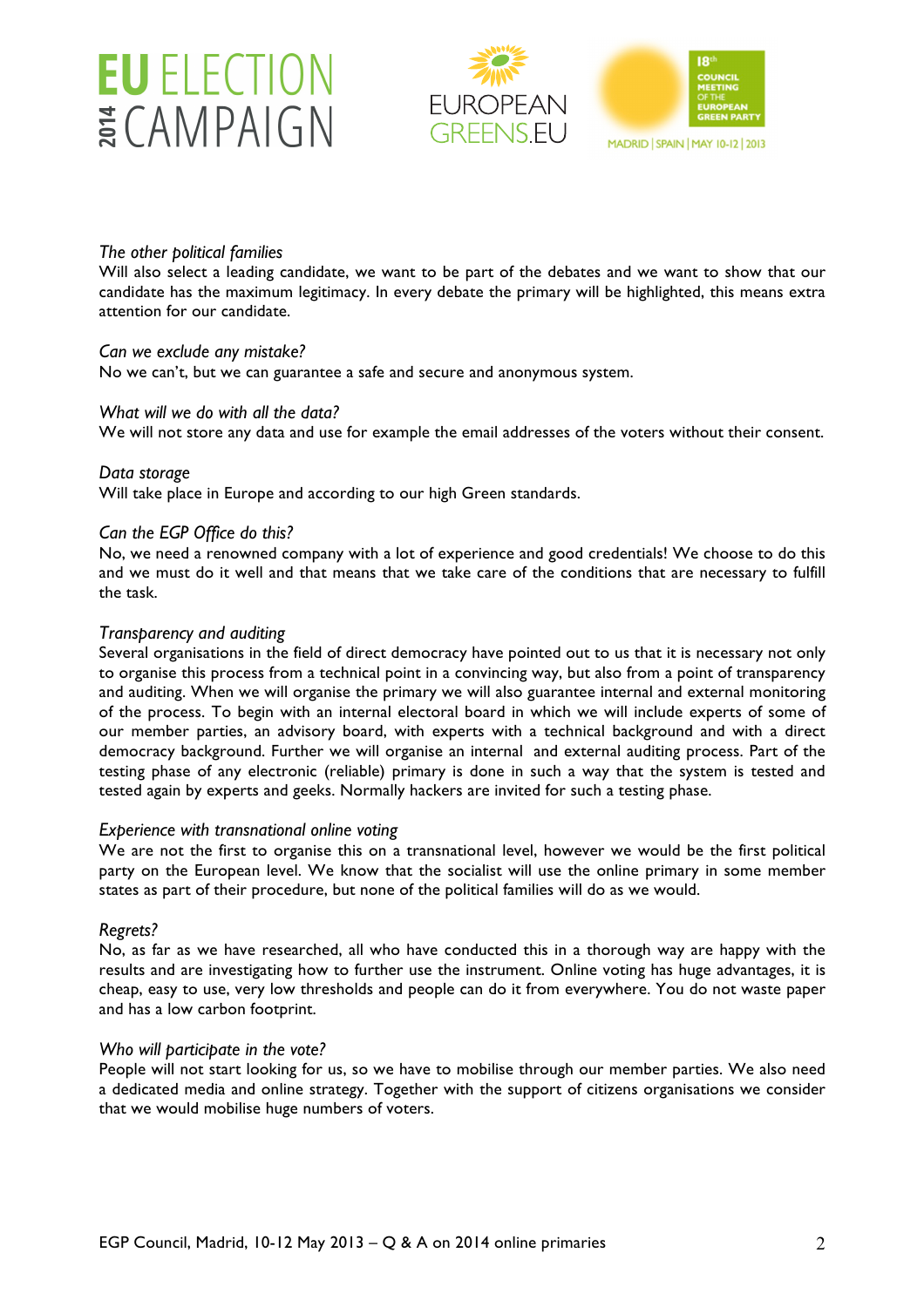*The other political families*

Will also select a leading candidate, we want to be part of the debates and we want to show that our candidate has the maximum legitimacy. In every debate the primary will be highlighted, this means extra attention for our candidate.

*Can we exclude any mistake?*

No we can't, but we can guarantee a safe and secure and anonymous system.

*What will we do with all the data?*

We will not store any data and use for example the email addresses of the voters without their consent.

*Data storage*

Will take place in Europe and according to our high Green standards.

*Can the EGP Office do this?*

No, we need a renowned company with a lot of experience and good credentials! We choose to do this and we must do it well and that means that we take care of the conditions that are necessary to fulfill the task.

*Transparency and auditing*

Several organisations in the field of direct democracy have pointed out to us that it is necessary not only to organise this process from a technical point in a convincing way, but also from a point of transparency and auditing. When we will organise the primary we will also guarantee internal and external monitoring of the process. To begin with an internal electoral board in which we will include experts of some of our member parties, an advisory board, with experts with a technical background and with a direct democracy background. Further we will organise an internal and external auditing process. Part of the testing phase of any electronic (reliable) primary is done in such a way that the system is tested and tested again by experts and geeks. Normally hackers are invited for such a testing phase.

*Experience with transnational online voting*

We are not the first to organise this on a transnational level, however we would be the first political party on the European level. We know that the socialist will use the online primary in some member states as part of their procedure, but none of the political families will do as we would.

*Regrets?*

No, as far as we have researched, all who have conducted this in a thorough way are happy with the results and are investigating how to further use the instrument. Online voting has huge advantages, it is cheap, easy to use, very low thresholds and people can do it from everywhere. You do not waste paper and has a low carbon footprint.

*Who will participate in the vote?*

People will not start looking for us, so we have to mobilise through our member parties. We also need a dedicated media and online strategy. Together with the support of citizens organisations we consider that we would mobilise huge numbers of voters.